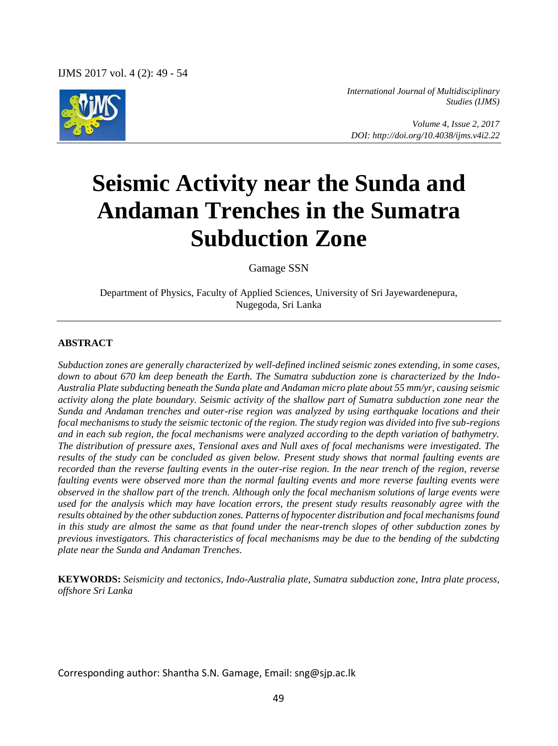# Seismic Activity near the Sunda and Andaman Trenches in the Sumatra Subduction Zone

Gamage SSN

Department of Physics, Faculty of Applied Sciences, University of Sri Jayewardenepura, Nugegoda, Sri Lanka

## ABSTRACT

*Subduction zones are generally characterized by well-defined inclined seismic zones extending, in some cases, down to about 670 km deep beneath the Earth. The Sumatra subduction zone is characterized by the Indo-Australia Plate subducting beneath the Sunda plate and Andaman micro plate about 55 mm/yr, causing seismic activity along the plate boundary. Seismic activity of the shallow part of Sumatra subduction zone near the Sunda and Andaman trenches and outer-rise region was analyzed by using earthquake locations and their focal mechanisms to study the seismic tectonic of the region. The study region was divided into five sub-regions and in each sub region, the focal mechanisms were analyzed according to the depth variation of bathymetry. The distribution of pressure axes, Tensional axes and Null axes of focal mechanisms were investigated. The results of the study can be concluded as given below. Present study shows that normal faulting events are recorded than the reverse faulting events in the outer-rise region. In the near trench of the region, reverse faulting events were observed more than the normal faulting events and more reverse faulting events were observed in the shallow part of the trench. Although only the focal mechanism solutions of large events were used for the analysis which may have location errors, the present study results reasonably agree with the results obtained by the other subduction zones. Patterns of hypocenter distribution and focal mechanisms found in this study are almost the same as that found under the near-trench slopes of other subduction zones by previous investigators. This characteristics of focal mechanisms may be due to the bending of the subdcting plate near the Sunda and Andaman Trenches.*

**KEYWORDS:** *Seismicity and tectonics, Indo-Australia plate, Sumatra subduction zone, Intra plate process, offshore Sri Lanka*

Corresponding author: Shantha S.N. Gamage, Email: sng@sjp.ac.lk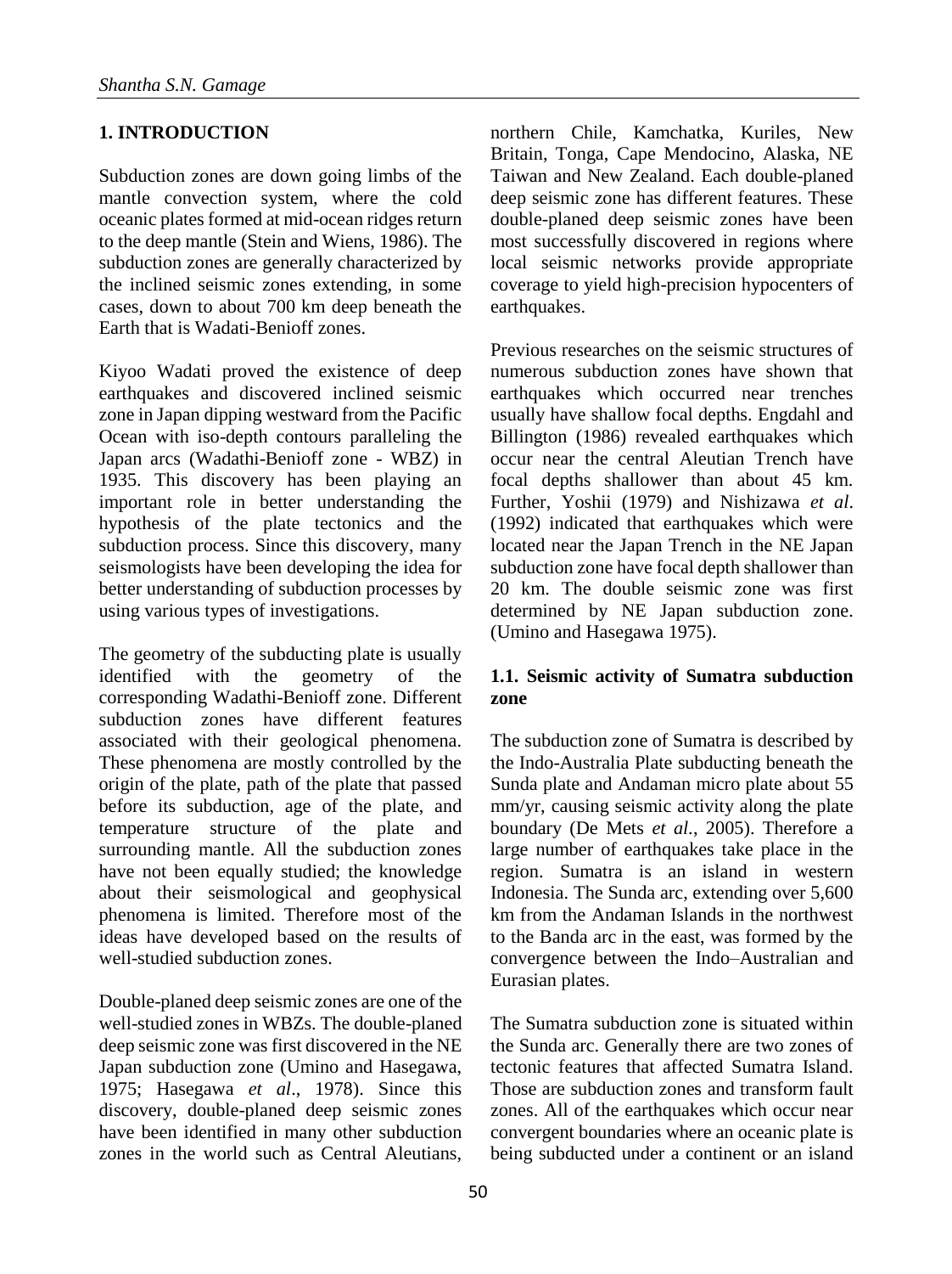## 1. INTRODUCTION

Subduction zones are down going limbs of the mantle convection system, where the cold oceanic plates formed at mid-ocean ridges return to the deep mantle (Stein and Wiens, 1986). The subduction zones are generally characterized by the inclined seismic zones extending, in some cases, down to about 700 km deep beneath the Earth that is Wadati-Benioff zones.

Kiyoo Wadati proved the existence of deep earthquakes and discovered inclined seismic zone in Japan dipping westward from the Pacific Ocean with iso-depth contours paralleling the Japan arcs (Wadathi-Benioff zone - WBZ) in 1935. This discovery has been playing an important role in better understanding the hypothesis of the plate tectonics and the subduction process. Since this discovery, many seismologists have been developing the idea for better understanding of subduction processes by using various types of investigations.

The geometry of the subducting plate is usually identified with the geometry of the corresponding Wadathi-Benioff zone. Different subduction zones have different features associated with their geological phenomena. These phenomena are mostly controlled by the origin of the plate, path of the plate that passed before its subduction, age of the plate, and temperature structure of the plate and surrounding mantle. All the subduction zones have not been equally studied; the knowledge about their seismological and geophysical phenomena is limited. Therefore most of the ideas have developed based on the results of well-studied subduction zones.

Double-planed deep seismic zones are one of the well-studied zones in WBZs. The double-planed deep seismic zone was first discovered in the NE Japan subduction zone (Umino and Hasegawa, 1975; Hasegawa *et al*., 1978). Since this discovery, double-planed deep seismic zones have been identified in many other subduction zones in the world such as Central Aleutians, northern Chile, Kamchatka, Kuriles, New Britain, Tonga, Cape Mendocino, Alaska, NE Taiwan and New Zealand. Each double-planed deep seismic zone has different features. These double-planed deep seismic zones have been most successfully discovered in regions where local seismic networks provide appropriate coverage to yield high-precision hypocenters of earthquakes.

Previous researches on the seismic structures of numerous subduction zones have shown that earthquakes which occurred near trenches usually have shallow focal depths. Engdahl and Billington (1986) revealed earthquakes which occur near the central Aleutian Trench have focal depths shallower than about 45 km. Further, Yoshii (1979) and Nishizawa *et al*. (1992) indicated that earthquakes which were located near the Japan Trench in the NE Japan subduction zone have focal depth shallower than 20 km. The double seismic zone was first determined by NE Japan subduction zone. (Umino and Hasegawa 1975).

### 1.1. Seismic activity of Sumatra subduction zone

The subduction zone of Sumatra is described by the Indo-Australia Plate subducting beneath the Sunda plate and Andaman micro plate about 55 mm/yr, causing seismic activity along the plate boundary (De Mets *et al*., 2005). Therefore a large number of earthquakes take place in the region. Sumatra is an island in western Indonesia. The Sunda arc, extending over 5,600 km from the Andaman Islands in the northwest to the Banda arc in the east, was formed by the convergence between the Indo–Australian and Eurasian plates.

The Sumatra subduction zone is situated within the Sunda arc. Generally there are two zones of tectonic features that affected Sumatra Island. Those are subduction zones and transform fault zones. All of the earthquakes which occur near convergent boundaries where an oceanic plate is being subducted under a continent or an island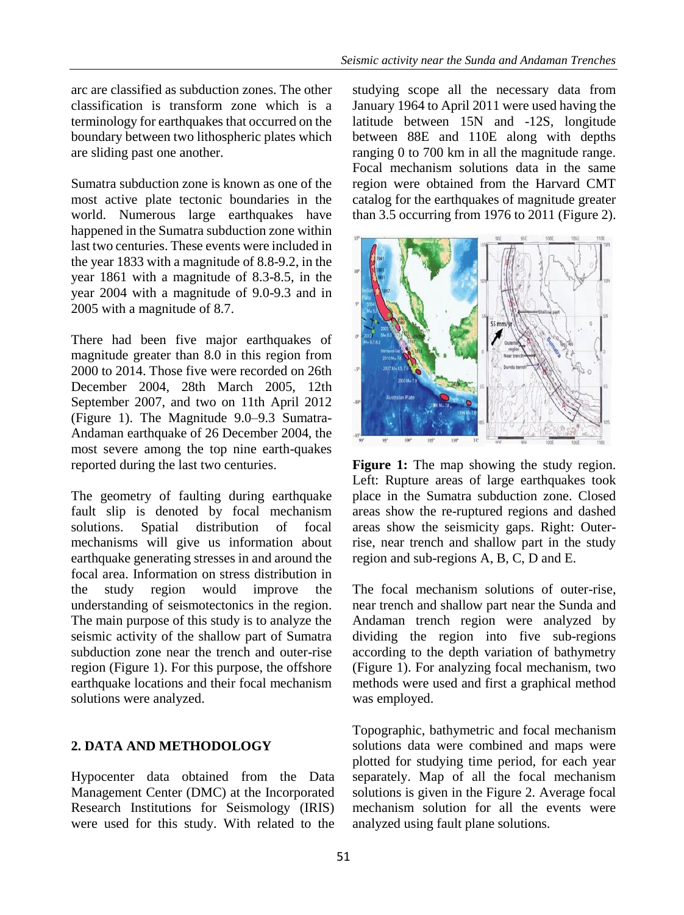arc are classified as subduction zones. The other classification is transform zone which is a terminology for earthquakes that occurred on the boundary between two lithospheric plates which are sliding past one another.

Sumatra subduction zone is known as one of the most active plate tectonic boundaries in the world. Numerous large earthquakes have happened in the Sumatra subduction zone within last two centuries. These events were included in the year 1833 with a magnitude of 8.8-9.2, in the year 1861 with a magnitude of 8.3-8.5, in the year 2004 with a magnitude of 9.0-9.3 and in 2005 with a magnitude of 8.7.

There had been five major earthquakes of magnitude greater than 8.0 in this region from 2000 to 2014. Those five were recorded on 26th December 2004, 28th March 2005, 12th September 2007, and two on 11th April 2012 (Figure 1). The Magnitude 9.0–9.3 Sumatra-Andaman earthquake of 26 December 2004, the most severe among the top nine earth-quakes reported during the last two centuries.

The geometry of faulting during earthquake fault slip is denoted by focal mechanism solutions. Spatial distribution of focal mechanisms will give us information about earthquake generating stresses in and around the focal area. Information on stress distribution in the study region would improve the understanding of seismotectonics in the region. The main purpose of this study is to analyze the seismic activity of the shallow part of Sumatra subduction zone near the trench and outer-rise region (Figure 1). For this purpose, the offshore earthquake locations and their focal mechanism solutions were analyzed.

## 2. DATA AND METHODOLOGY

Hypocenter data obtained from the Data Management Center (DMC) at the Incorporated Research Institutions for Seismology (IRIS) were used for this study. With related to the studying scope all the necessary data from January 1964 to April 2011 were used having the latitude between 15N and -12S, longitude between 88E and 110E along with depths ranging 0 to 700 km in all the magnitude range. Focal mechanism solutions data in the same region were obtained from the Harvard CMT catalog for the earthquakes of magnitude greater than 3.5 occurring from 1976 to 2011 (Figure 2).

**Figure 1:** The map showing the study region. Left: Rupture areas of large earthquakes took place in the Sumatra subduction zone. Closed areas show the re-ruptured regions and dashed areas show the seismicity gaps. Right: Outer-rise, near trench and shallow part in the study region and sub-regions A, B, C, D and E.

The focal mechanism solutions of outer-rise, near trench and shallow part near the Sunda and Andaman trench region were analyzed by dividing the region into five sub-regions according to the depth variation of bathymetry (Figure 1). For analyzing focal mechanism, two methods were used and first a graphical method was employed.

Topographic, bathymetric and focal mechanism solutions data were combined and maps were plotted for studying time period, for each year separately. Map of all the focal mechanism solutions is given in the Figure 2. Average focal mechanism solution for all the events were analyzed using fault plane solutions.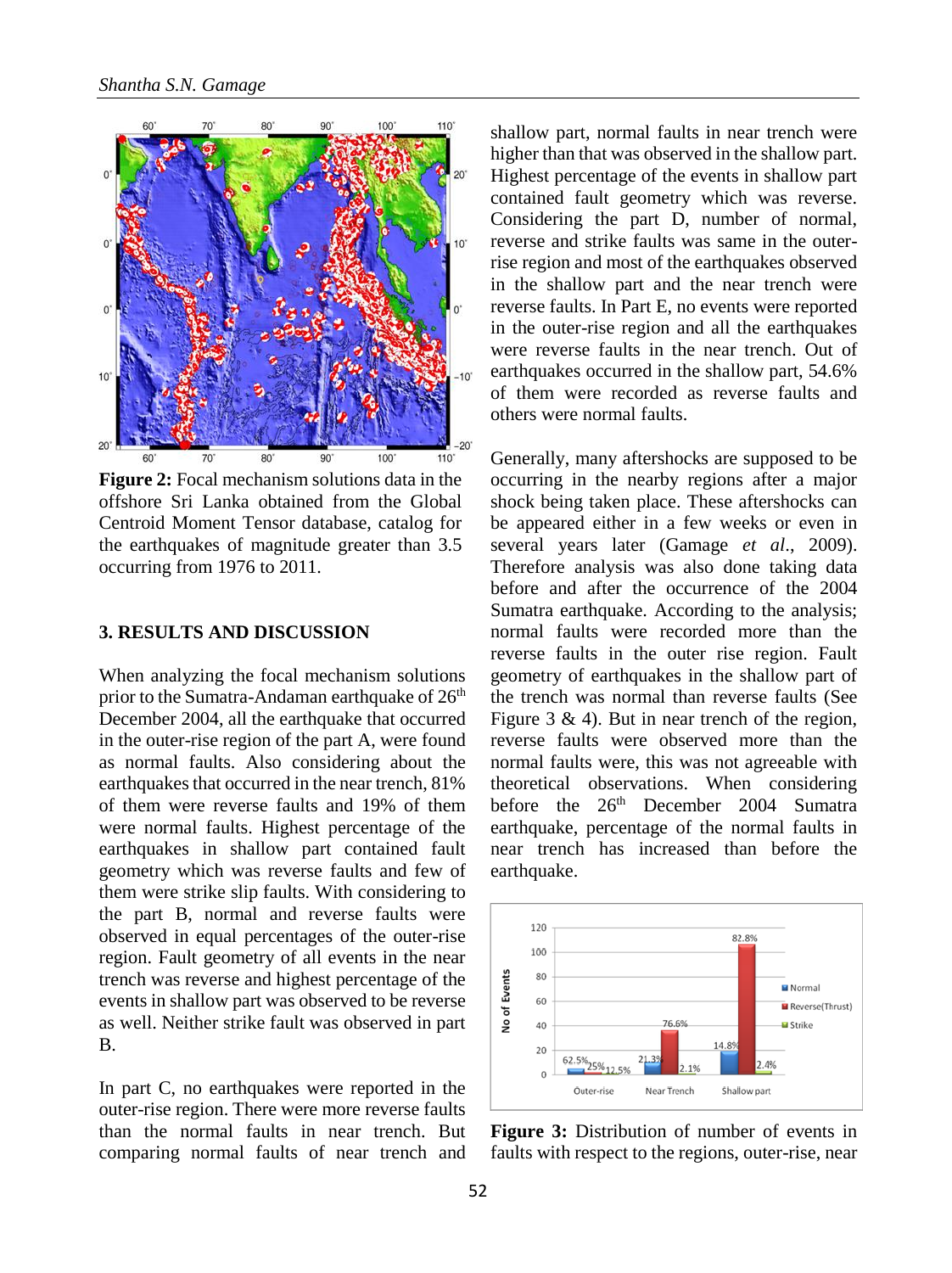**Figure 2:** Focal mechanism solutions data in the offshore Sri Lanka obtained from the Global Centroid Moment Tensor database, catalog for the earthquakes of magnitude greater than 3.5 occurring from 1976 to 2011.

## 3. RESULTS AND DISCUSSION

When analyzing the focal mechanism solutions prior to the Sumatra-Andaman earthquake of 26th December 2004, all the earthquake that occurred in the outer-rise region of the part A, were found as normal faults. Also considering about the earthquakes that occurred in the near trench, 81% of them were reverse faults and 19% of them were normal faults. Highest percentage of the earthquakes in shallow part contained fault geometry which was reverse faults and few of them were strike slip faults. With considering to the part B, normal and reverse faults were observed in equal percentages of the outer-rise region. Fault geometry of all events in the near trench was reverse and highest percentage of the events in shallow part was observed to be reverse as well. Neither strike fault was observed in part B.

In part C, no earthquakes were reported in the outer-rise region. There were more reverse faults than the normal faults in near trench. But comparing normal faults of near trench and shallow part, normal faults in near trench were higher than that was observed in the shallow part. Highest percentage of the events in shallow part contained fault geometry which was reverse. Considering the part D, number of normal, reverse and strike faults was same in the outer-rise region and most of the earthquakes observed in the shallow part and the near trench were reverse faults. In Part E, no events were reported in the outer-rise region and all the earthquakes were reverse faults in the near trench. Out of earthquakes occurred in the shallow part, 54.6% of them were recorded as reverse faults and others were normal faults.

Generally, many aftershocks are supposed to be occurring in the nearby regions after a major shock being taken place. These aftershocks can be appeared either in a few weeks or even in several years later (Gamage *et al.*, 2009). Therefore analysis was also done taking data before and after the occurrence of the 2004 Sumatra earthquake. According to the analysis; normal faults were recorded more than the reverse faults in the outer rise region. Fault geometry of earthquakes in the shallow part of the trench was normal than reverse faults (See Figure 3 & 4). But in near trench of the region, reverse faults were observed more than the normal faults were, this was not agreeable with theoretical observations. When considering before the 26th December 2004 Sumatra earthquake, percentage of the normal faults in near trench has increased than before the earthquake.

**Figure 3:** Distribution of number of events in faults with respect to the regions, outer-rise, near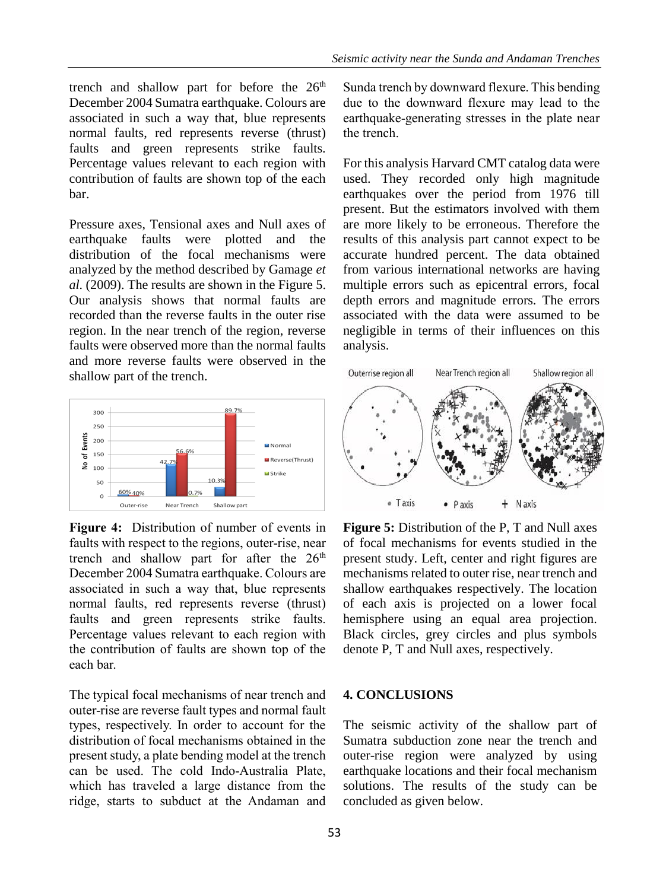trench and shallow part for before the 26th December 2004 Sumatra earthquake. Colours are associated in such a way that, blue represents normal faults, red represents reverse (thrust) faults and green represents strike faults. Percentage values relevant to each region with contribution of faults are shown top of the each bar.

Pressure axes, Tensional axes and Null axes of earthquake faults were plotted and the distribution of the focal mechanisms were analyzed by the method described by Gamage *et al*. (2009). The results are shown in the Figure 5. Our analysis shows that normal faults are recorded than the reverse faults in the outer rise region. In the near trench of the region, reverse faults were observed more than the normal faults and more reverse faults were observed in the shallow part of the trench.

**Figure 4:** Distribution of number of events in faults with respect to the regions, outer-rise, near trench and shallow part for after the 26th December 2004 Sumatra earthquake. Colours are associated in such a way that, blue represents normal faults, red represents reverse (thrust) faults and green represents strike faults. Percentage values relevant to each region with the contribution of faults are shown top of the each bar.

The typical focal mechanisms of near trench and outer-rise are reverse fault types and normal fault types, respectively. In order to account for the distribution of focal mechanisms obtained in the present study, a plate bending model at the trench can be used. The cold Indo-Australia Plate, which has traveled a large distance from the ridge, starts to subduct at the Andaman and Sunda trench by downward flexure. This bending due to the downward flexure may lead to the earthquake-generating stresses in the plate near the trench.

For this analysis Harvard CMT catalog data were used. They recorded only high magnitude earthquakes over the period from 1976 till present. But the estimators involved with them are more likely to be erroneous. Therefore the results of this analysis part cannot expect to be accurate hundred percent. The data obtained from various international networks are having multiple errors such as epicentral errors, focal depth errors and magnitude errors. The errors associated with the data were assumed to be negligible in terms of their influences on this analysis.

**Figure 5:** Distribution of the P, T and Null axes of focal mechanisms for events studied in the present study. Left, center and right figures are mechanisms related to outer rise, near trench and shallow earthquakes respectively. The location of each axis is projected on a lower focal hemisphere using an equal area projection. Black circles, grey circles and plus symbols denote P, T and Null axes, respectively.

## 4. CONCLUSIONS

The seismic activity of the shallow part of Sumatra subduction zone near the trench and outer-rise region were analyzed by using earthquake locations and their focal mechanism solutions. The results of the study can be concluded as given below.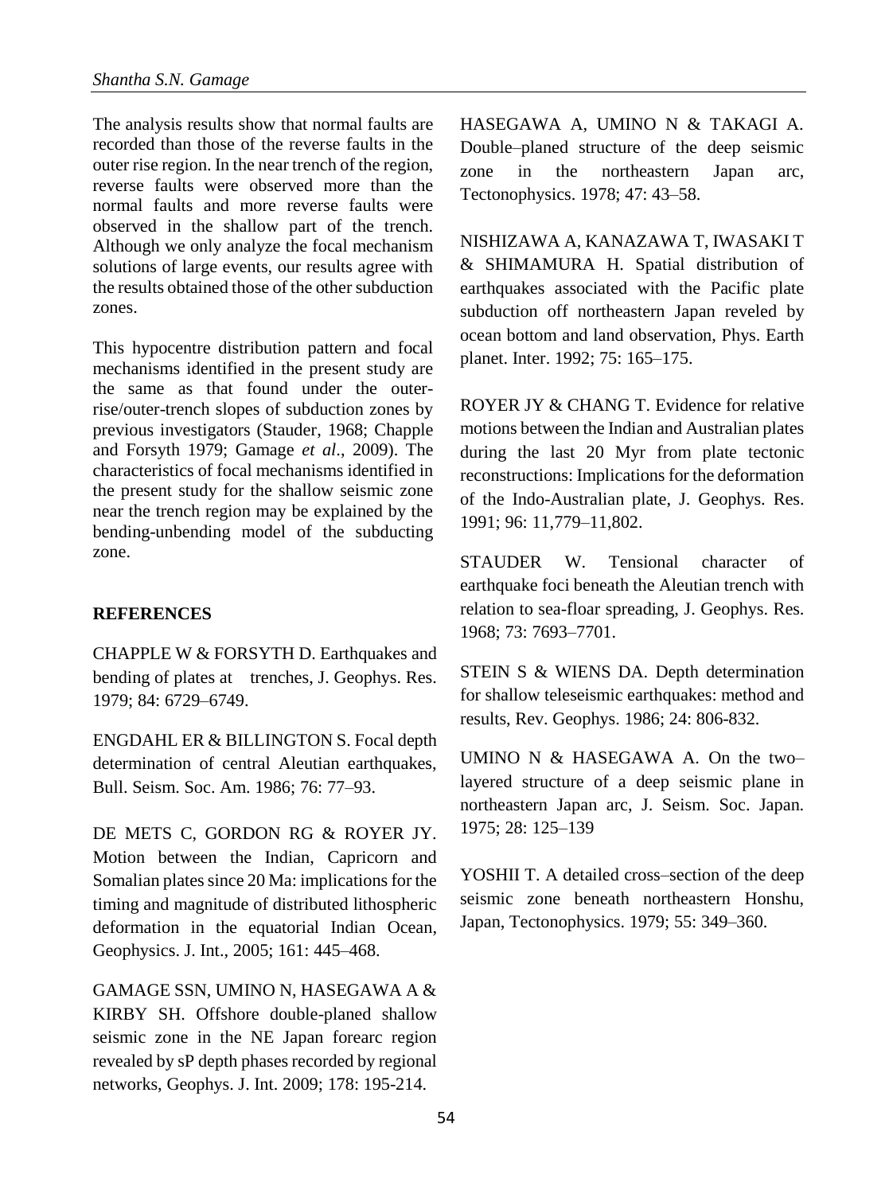The analysis results show that normal faults are recorded than those of the reverse faults in the outer rise region. In the near trench of the region, reverse faults were observed more than the normal faults and more reverse faults were observed in the shallow part of the trench. Although we only analyze the focal mechanism solutions of large events, our results agree with the results obtained those of the other subduction zones.

This hypocentre distribution pattern and focal mechanisms identified in the present study are the same as that found under the outer-rise/outer-trench slopes of subduction zones by previous investigators (Stauder, 1968; Chapple and Forsyth 1979; Gamage *et al*., 2009). The characteristics of focal mechanisms identified in the present study for the shallow seismic zone near the trench region may be explained by the bending-unbending model of the subducting zone.

## REFERENCES

CHAPPLE W & FORSYTH D. Earthquakes and bending of plates at trenches, J. Geophys. Res. 1979; 84: 6729–6749.

ENGDAHL ER & BILLINGTON S. Focal depth determination of central Aleutian earthquakes, Bull. Seism. Soc. Am. 1986; 76: 77–93.

DE METS C, GORDON RG & ROYER JY. Motion between the Indian, Capricorn and Somalian plates since 20 Ma: implications for the timing and magnitude of distributed lithospheric deformation in the equatorial Indian Ocean, Geophysics. J. Int., 2005; 161: 445–468.

GAMAGE SSN, UMINO N, HASEGAWA A & KIRBY SH. Offshore double-planed shallow seismic zone in the NE Japan forearc region revealed by sP depth phases recorded by regional networks, Geophys. J. Int. 2009; 178: 195-214.

HASEGAWA A, UMINO N & TAKAGI A. Double–planed structure of the deep seismic zone in the northeastern Japan arc, Tectonophysics. 1978; 47: 43–58.

NISHIZAWA A, KANAZAWA T, IWASAKI T & SHIMAMURA H. Spatial distribution of earthquakes associated with the Pacific plate subduction off northeastern Japan reveled by ocean bottom and land observation, Phys. Earth planet. Inter. 1992; 75: 165–175.

ROYER JY & CHANG T. Evidence for relative motions between the Indian and Australian plates during the last 20 Myr from plate tectonic reconstructions: Implications for the deformation of the Indo-Australian plate, J. Geophys. Res. 1991; 96: 11,779–11,802.

STAUDER W. Tensional character of earthquake foci beneath the Aleutian trench with relation to sea-floar spreading, J. Geophys. Res. 1968; 73: 7693–7701.

STEIN S & WIENS DA. Depth determination for shallow teleseismic earthquakes: method and results, Rev. Geophys. 1986; 24: 806-832.

UMINO N & HASEGAWA A. On the two–layered structure of a deep seismic plane in northeastern Japan arc, J. Seism. Soc. Japan. 1975; 28: 125–139

YOSHII T. A detailed cross–section of the deep seismic zone beneath northeastern Honshu, Japan, Tectonophysics. 1979; 55: 349–360.